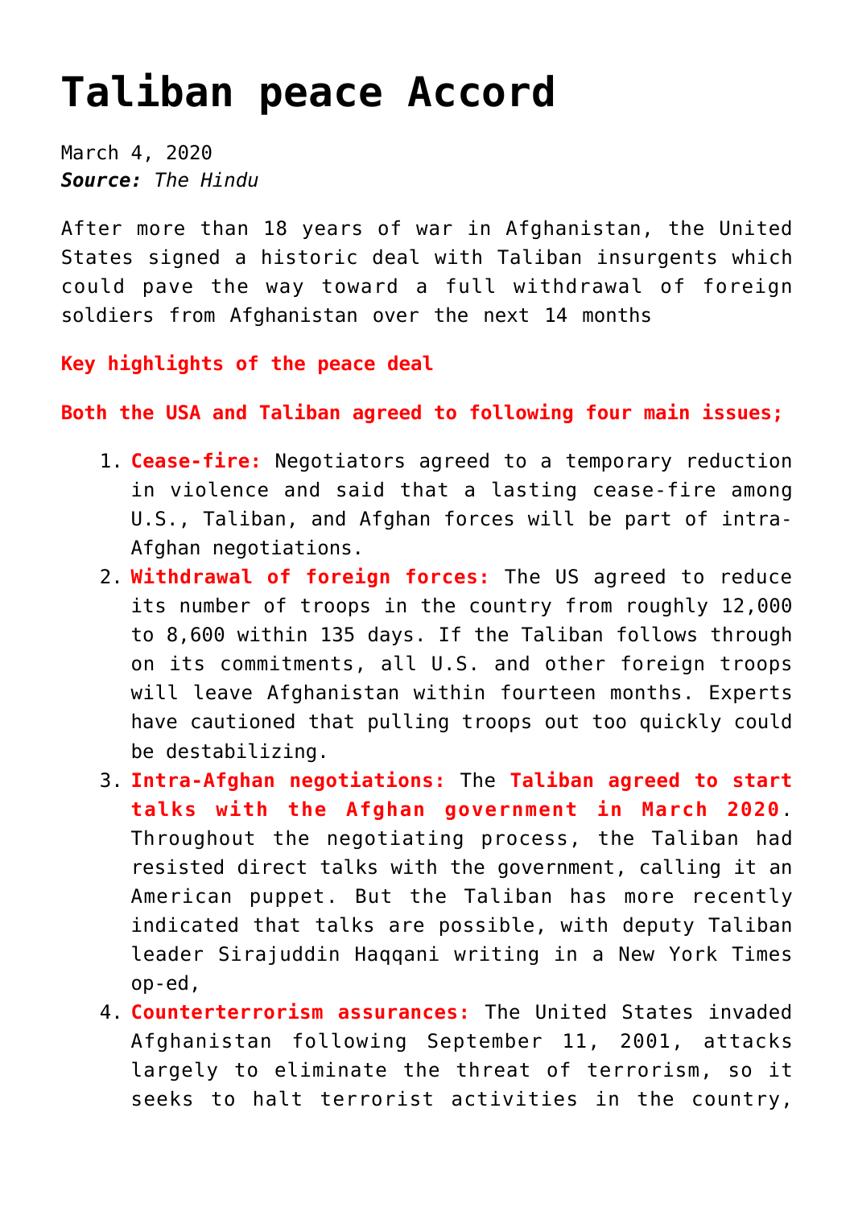# Taliban peace Accord

March 4, 2020
***Source:*** *The Hindu*

After more than 18 years of war in Afghanistan, the United States signed a historic deal with Taliban insurgents which could pave the way toward a full withdrawal of foreign soldiers from Afghanistan over the next 14 months

**Key highlights of the peace deal**

**Both the USA and Taliban agreed to following four main issues;**

1. **Cease-fire:** Negotiators agreed to a temporary reduction in violence and said that a lasting cease-fire among U.S., Taliban, and Afghan forces will be part of intra-Afghan negotiations.
2. **Withdrawal of foreign forces:** The US agreed to reduce its number of troops in the country from roughly 12,000 to 8,600 within 135 days. If the Taliban follows through on its commitments, all U.S. and other foreign troops will leave Afghanistan within fourteen months. Experts have cautioned that pulling troops out too quickly could be destabilizing.
3. **Intra-Afghan negotiations:** The **Taliban agreed to start talks with the Afghan government in March 2020**. Throughout the negotiating process, the Taliban had resisted direct talks with the government, calling it an American puppet. But the Taliban has more recently indicated that talks are possible, with deputy Taliban leader Sirajuddin Haqqani writing in a New York Times op-ed,
4. **Counterterrorism assurances:** The United States invaded Afghanistan following September 11, 2001, attacks largely to eliminate the threat of terrorism, so it seeks to halt terrorist activities in the country,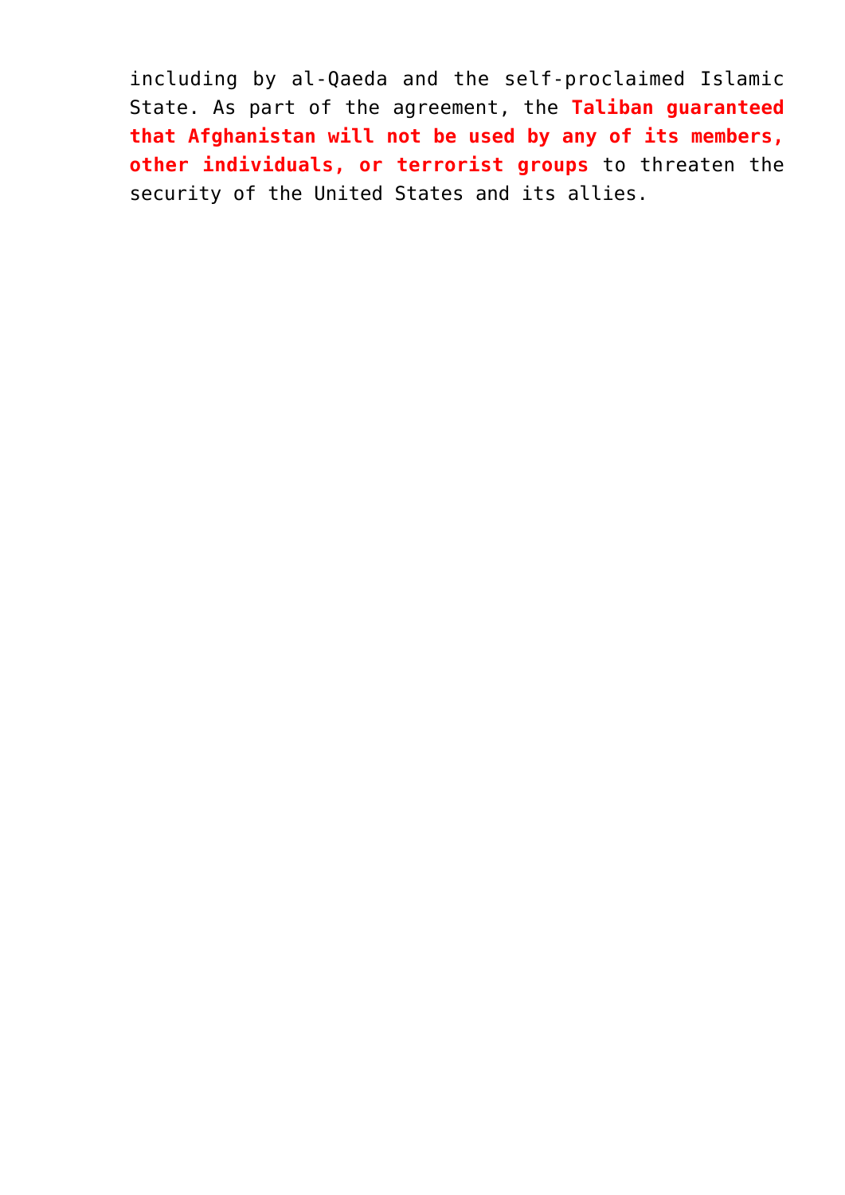including by al-Qaeda and the self-proclaimed Islamic State. As part of the agreement, the **Taliban guaranteed that Afghanistan will not be used by any of its members, other individuals, or terrorist groups** to threaten the security of the United States and its allies.